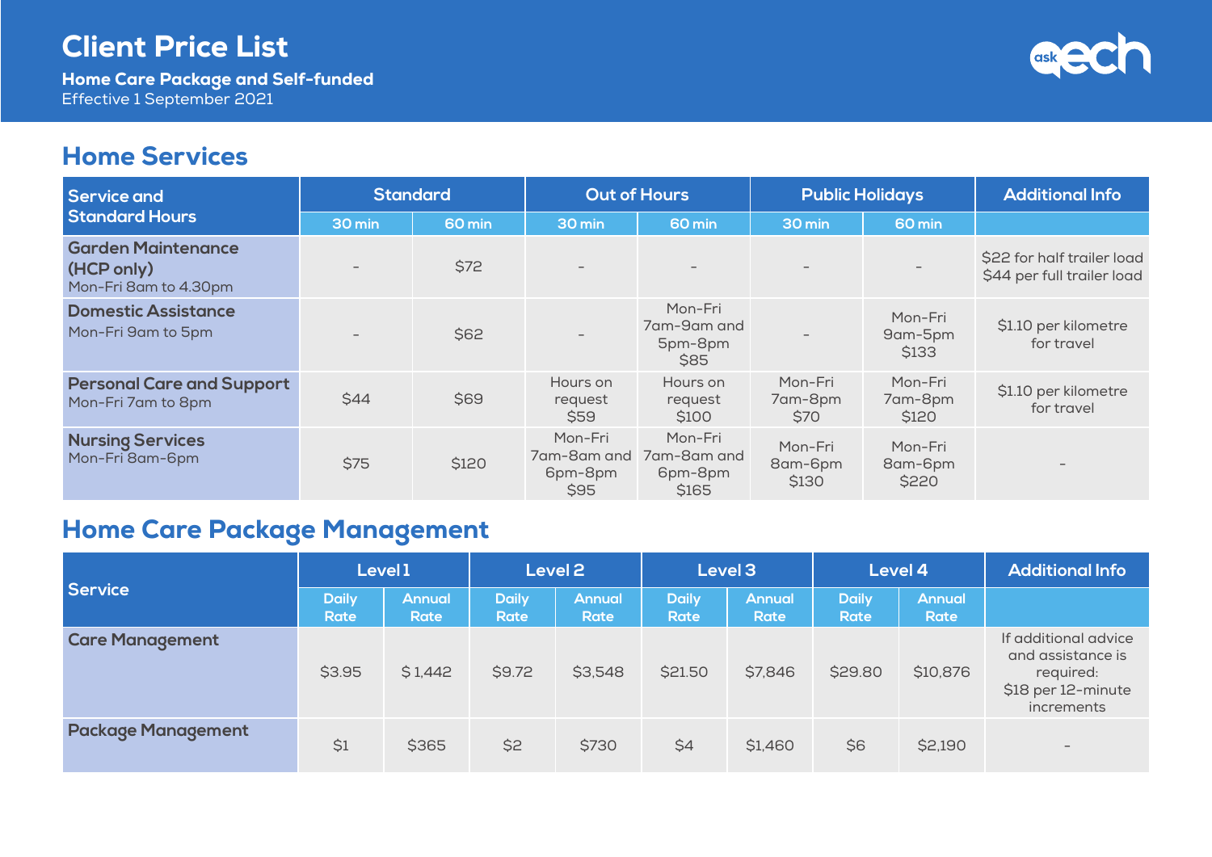# Client Price List

**Home Care Package and Self-funded**
Effective 1 September 2021

## Home Services

| Service and Standard Hours | Standard | | Out of Hours | | Public Holidays | | Additional Info |
|---|---|---|---|---|---|---|---|
| | 30 min | 60 min | 30 min | 60 min | 30 min | 60 min | |
| **Garden Maintenance (HCP only)** Mon-Fri 8am to 4.30pm | - | $72 | - | - | - | - | $22 for half trailer load $44 per full trailer load |
| **Domestic Assistance** Mon-Fri 9am to 5pm | - | $62 | - | Mon-Fri 7am-9am and 5pm-8pm $85 | - | Mon-Fri 9am-5pm $133 | $1.10 per kilometre for travel |
| **Personal Care and Support** Mon-Fri 7am to 8pm | $44 | $69 | Hours on request $59 | Hours on request $100 | Mon-Fri 7am-8pm $70 | Mon-Fri 7am-8pm $120 | $1.10 per kilometre for travel |
| **Nursing Services** Mon-Fri 8am-6pm | $75 | $120 | Mon-Fri 7am-8am and 6pm-8pm $95 | Mon-Fri 7am-8am and 6pm-8pm $165 | Mon-Fri 8am-6pm $130 | Mon-Fri 8am-6pm $220 | - |

## Home Care Package Management

| Service | Level 1 | | Level 2 | | Level 3 | | Level 4 | | Additional Info |
|---|---|---|---|---|---|---|---|---|---|
| | Daily Rate | Annual Rate | Daily Rate | Annual Rate | Daily Rate | Annual Rate | Daily Rate | Annual Rate | |
| **Care Management** | $3.95 | $1,442 | $9.72 | $3,548 | $21.50 | $7,846 | $29.80 | $10,876 | If additional advice and assistance is required: $18 per 12-minute increments |
| **Package Management** | $1 | $365 | $2 | $730 | $4 | $1,460 | $6 | $2,190 | - |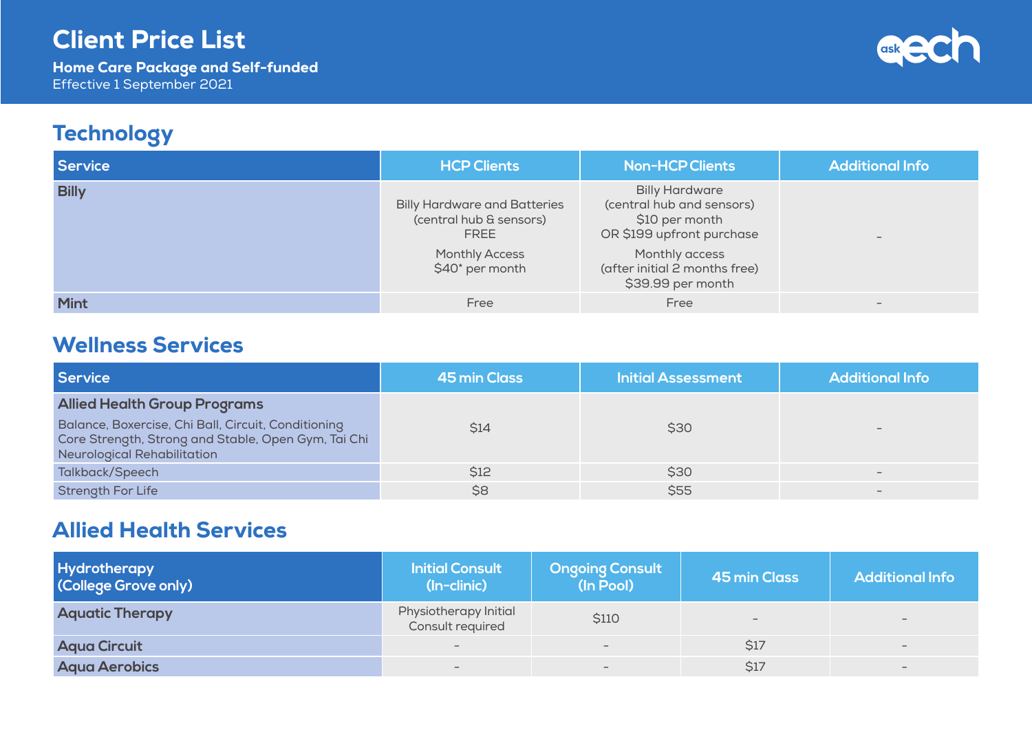# Client Price List

**Home Care Package and Self-funded**
Effective 1 September 2021

## Technology

| Service | HCP Clients | Non-HCP Clients | Additional Info |
|---|---|---|---|
| **Billy** | Billy Hardware and Batteries (central hub & sensors) FREE<br>Monthly Access $40* per month | Billy Hardware (central hub and sensors) $10 per month OR $199 upfront purchase<br>Monthly access (after initial 2 months free) $39.99 per month | - |
| **Mint** | Free | Free | - |

## Wellness Services

| Service | 45 min Class | Initial Assessment | Additional Info |
|---|---|---|---|
| **Allied Health Group Programs**<br>Balance, Boxercise, Chi Ball, Circuit, Conditioning Core Strength, Strong and Stable, Open Gym, Tai Chi Neurological Rehabilitation | $14 | $30 | - |
| Talkback/Speech | $12 | $30 | - |
| Strength For Life | $8 | $55 | - |

## Allied Health Services

| Hydrotherapy (College Grove only) | Initial Consult (In-clinic) | Ongoing Consult (In Pool) | 45 min Class | Additional Info |
|---|---|---|---|---|
| **Aquatic Therapy** | Physiotherapy Initial Consult required | $110 | - | - |
| **Aqua Circuit** | - | - | $17 | - |
| **Aqua Aerobics** | - | - | $17 | - |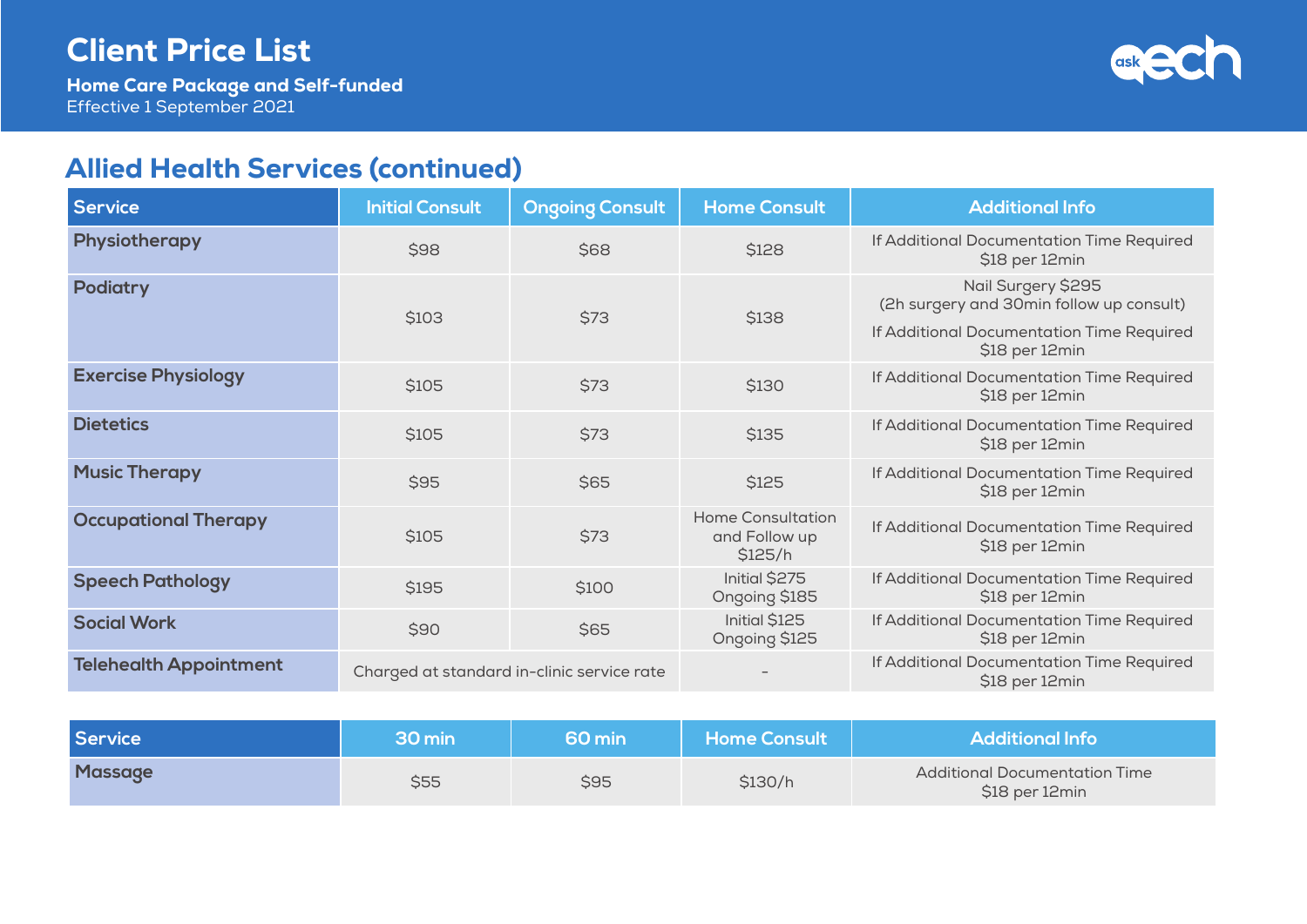# Client Price List

**Home Care Package and Self-funded**
Effective 1 September 2021

## Allied Health Services (continued)

| Service | Initial Consult | Ongoing Consult | Home Consult | Additional Info |
|---|---|---|---|---|
| **Physiotherapy** | $98 | $68 | $128 | If Additional Documentation Time Required $18 per 12min |
| **Podiatry** | $103 | $73 | $138 | Nail Surgery $295 (2h surgery and 30min follow up consult) If Additional Documentation Time Required $18 per 12min |
| **Exercise Physiology** | $105 | $73 | $130 | If Additional Documentation Time Required $18 per 12min |
| **Dietetics** | $105 | $73 | $135 | If Additional Documentation Time Required $18 per 12min |
| **Music Therapy** | $95 | $65 | $125 | If Additional Documentation Time Required $18 per 12min |
| **Occupational Therapy** | $105 | $73 | Home Consultation and Follow up $125/h | If Additional Documentation Time Required $18 per 12min |
| **Speech Pathology** | $195 | $100 | Initial $275 Ongoing $185 | If Additional Documentation Time Required $18 per 12min |
| **Social Work** | $90 | $65 | Initial $125 Ongoing $125 | If Additional Documentation Time Required $18 per 12min |
| **Telehealth Appointment** | Charged at standard in-clinic service rate | | - | If Additional Documentation Time Required $18 per 12min |

| Service | 30 min | 60 min | Home Consult | Additional Info |
|---|---|---|---|---|
| **Massage** | $55 | $95 | $130/h | Additional Documentation Time $18 per 12min |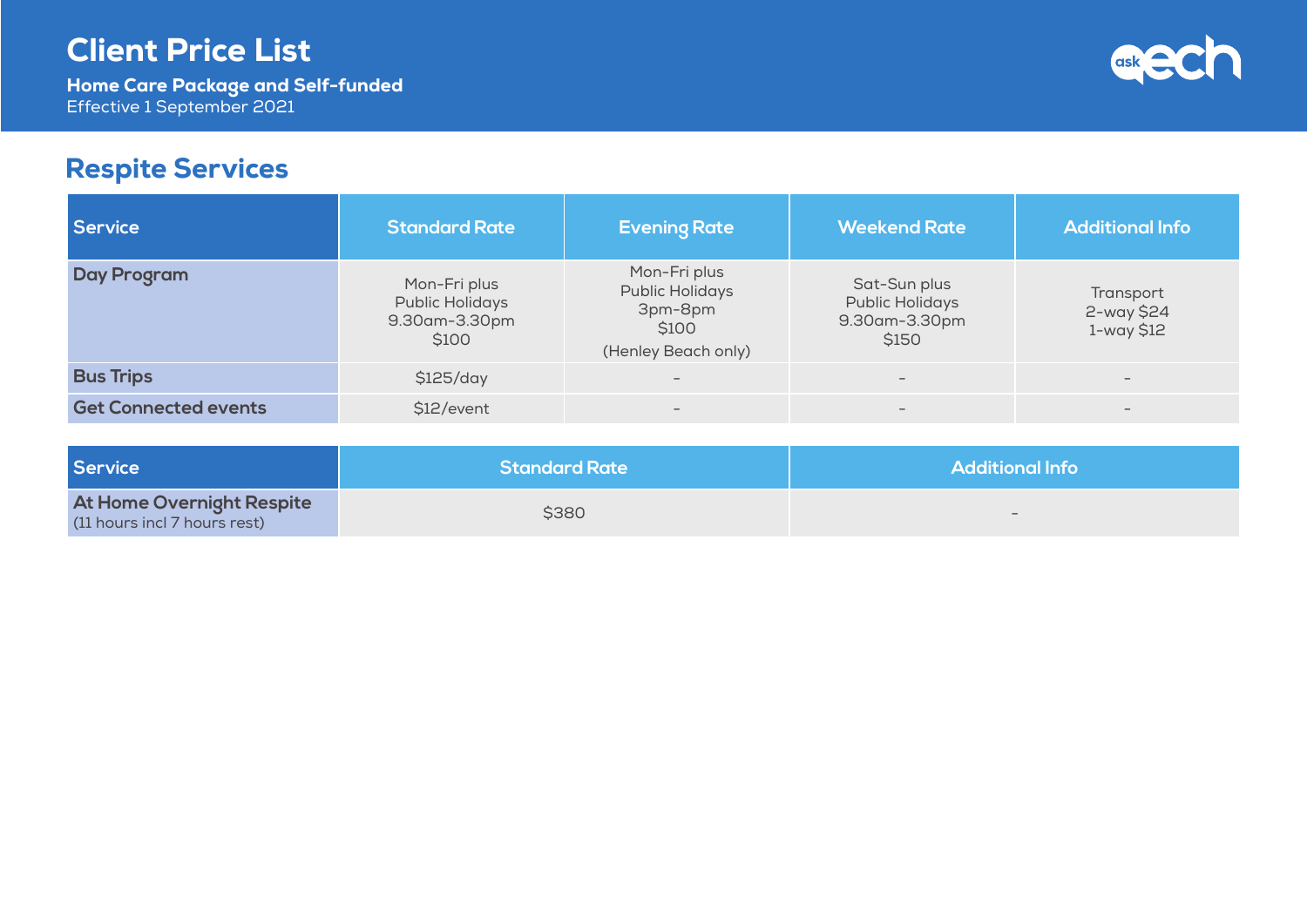# Client Price List

**Home Care Package and Self-funded**

Effective 1 September 2021

## Respite Services

| Service | Standard Rate | Evening Rate | Weekend Rate | Additional Info |
|---|---|---|---|---|
| **Day Program** | Mon-Fri plus Public Holidays 9.30am-3.30pm $100 | Mon-Fri plus Public Holidays 3pm-8pm $100 (Henley Beach only) | Sat-Sun plus Public Holidays 9.30am-3.30pm $150 | Transport 2-way $24 1-way $12 |
| **Bus Trips** | $125/day | - | - | - |
| **Get Connected events** | $12/event | - | - | - |

| Service | Standard Rate | Additional Info |
|---|---|---|
| **At Home Overnight Respite** (11 hours incl 7 hours rest) | $380 | - |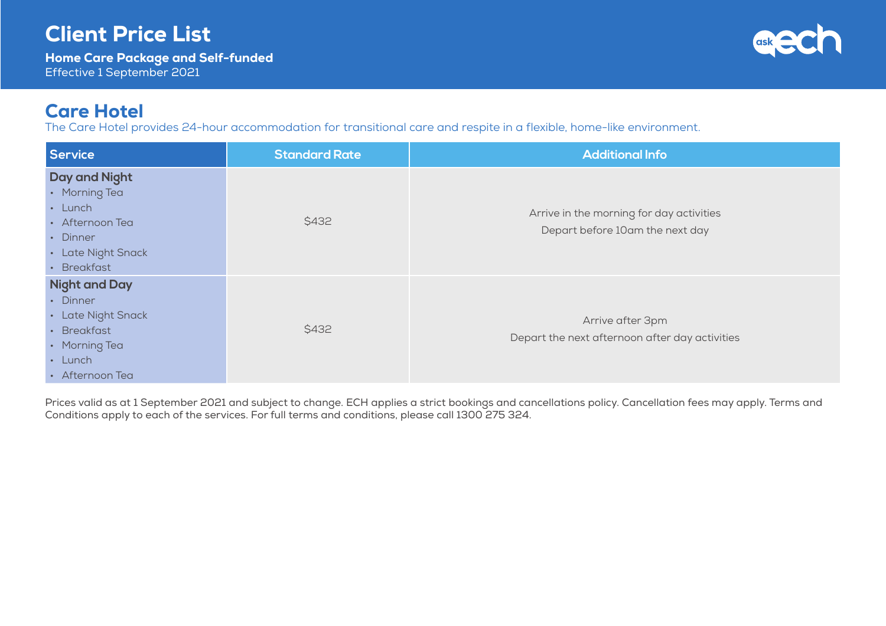# Client Price List

**Home Care Package and Self-funded**
Effective 1 September 2021

## Care Hotel

The Care Hotel provides 24-hour accommodation for transitional care and respite in a flexible, home-like environment.

| Service | Standard Rate | Additional Info |
|---|---|---|
| **Day and Night**<br>• Morning Tea<br>• Lunch<br>• Afternoon Tea<br>• Dinner<br>• Late Night Snack<br>• Breakfast | $432 | Arrive in the morning for day activities<br>Depart before 10am the next day |
| **Night and Day**<br>• Dinner<br>• Late Night Snack<br>• Breakfast<br>• Morning Tea<br>• Lunch<br>• Afternoon Tea | $432 | Arrive after 3pm<br>Depart the next afternoon after day activities |

Prices valid as at 1 September 2021 and subject to change. ECH applies a strict bookings and cancellations policy. Cancellation fees may apply. Terms and Conditions apply to each of the services. For full terms and conditions, please call 1300 275 324.